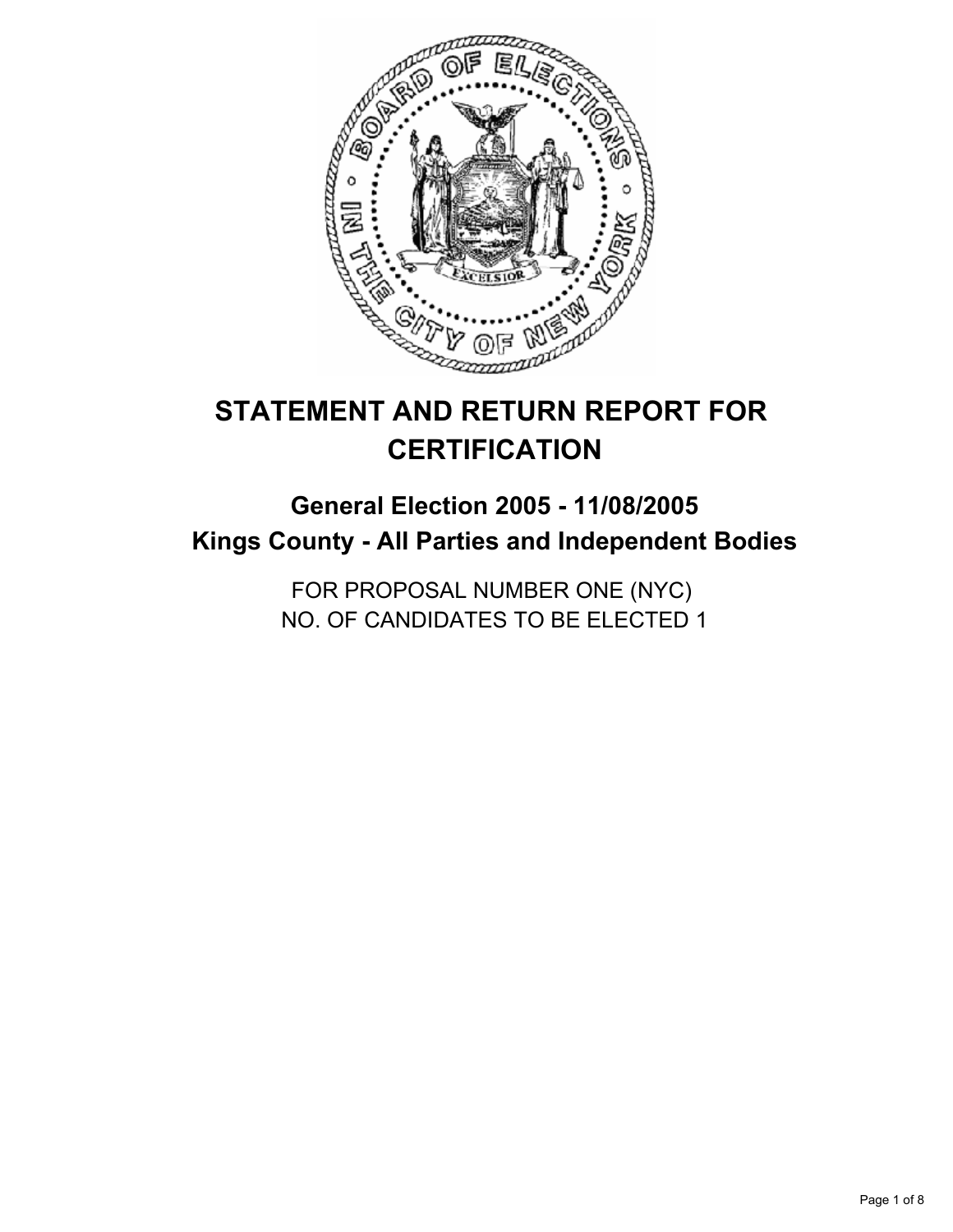# STATEMENT AND RETURN REPORT FOR CERTIFICATION

## General Election 2005 - 11/08/2005

## Kings County - All Parties and Independent Bodies

FOR PROPOSAL NUMBER ONE (NYC)
NO. OF CANDIDATES TO BE ELECTED 1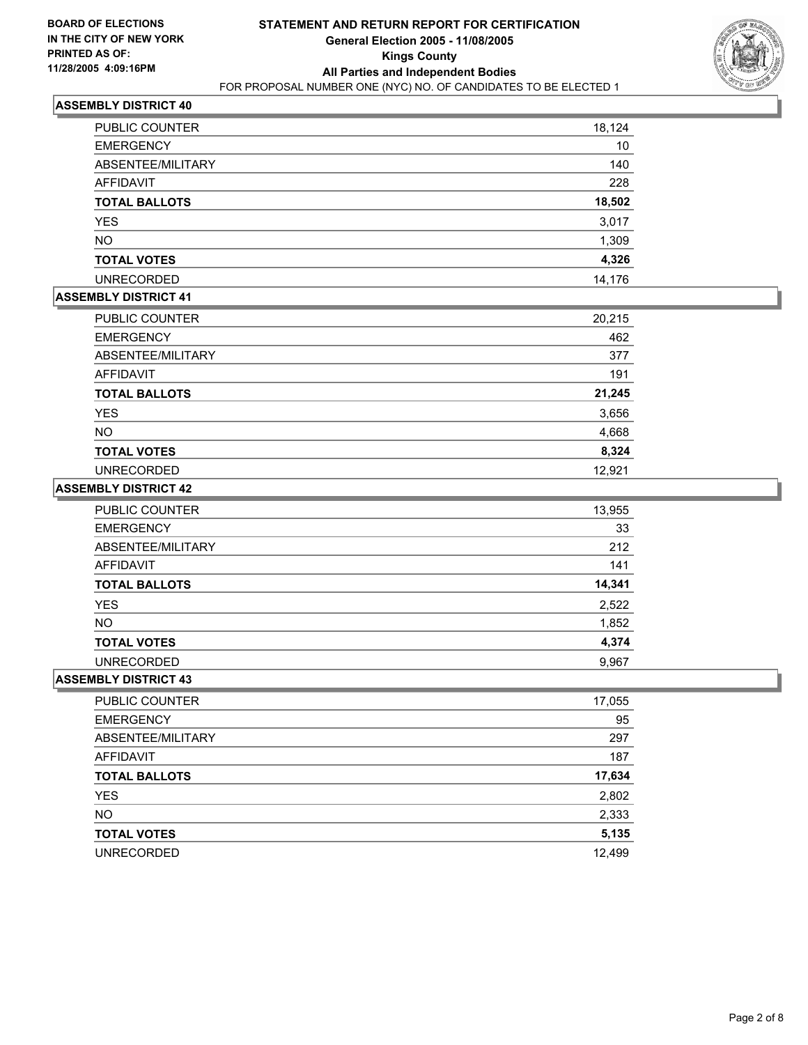BOARD OF ELECTIONS
IN THE CITY OF NEW YORK
PRINTED AS OF:
11/28/2005 4:09:16PM

# STATEMENT AND RETURN REPORT FOR CERTIFICATION
## General Election 2005 - 11/08/2005
## Kings County
## All Parties and Independent Bodies
FOR PROPOSAL NUMBER ONE (NYC) NO. OF CANDIDATES TO BE ELECTED 1

### ASSEMBLY DISTRICT 40

| | |
|---|---|
| PUBLIC COUNTER | 18,124 |
| EMERGENCY | 10 |
| ABSENTEE/MILITARY | 140 |
| AFFIDAVIT | 228 |
| **TOTAL BALLOTS** | **18,502** |
| YES | 3,017 |
| NO | 1,309 |
| **TOTAL VOTES** | **4,326** |
| UNRECORDED | 14,176 |

### ASSEMBLY DISTRICT 41

| | |
|---|---|
| PUBLIC COUNTER | 20,215 |
| EMERGENCY | 462 |
| ABSENTEE/MILITARY | 377 |
| AFFIDAVIT | 191 |
| **TOTAL BALLOTS** | **21,245** |
| YES | 3,656 |
| NO | 4,668 |
| **TOTAL VOTES** | **8,324** |
| UNRECORDED | 12,921 |

### ASSEMBLY DISTRICT 42

| | |
|---|---|
| PUBLIC COUNTER | 13,955 |
| EMERGENCY | 33 |
| ABSENTEE/MILITARY | 212 |
| AFFIDAVIT | 141 |
| **TOTAL BALLOTS** | **14,341** |
| YES | 2,522 |
| NO | 1,852 |
| **TOTAL VOTES** | **4,374** |
| UNRECORDED | 9,967 |

### ASSEMBLY DISTRICT 43

| | |
|---|---|
| PUBLIC COUNTER | 17,055 |
| EMERGENCY | 95 |
| ABSENTEE/MILITARY | 297 |
| AFFIDAVIT | 187 |
| **TOTAL BALLOTS** | **17,634** |
| YES | 2,802 |
| NO | 2,333 |
| **TOTAL VOTES** | **5,135** |
| UNRECORDED | 12,499 |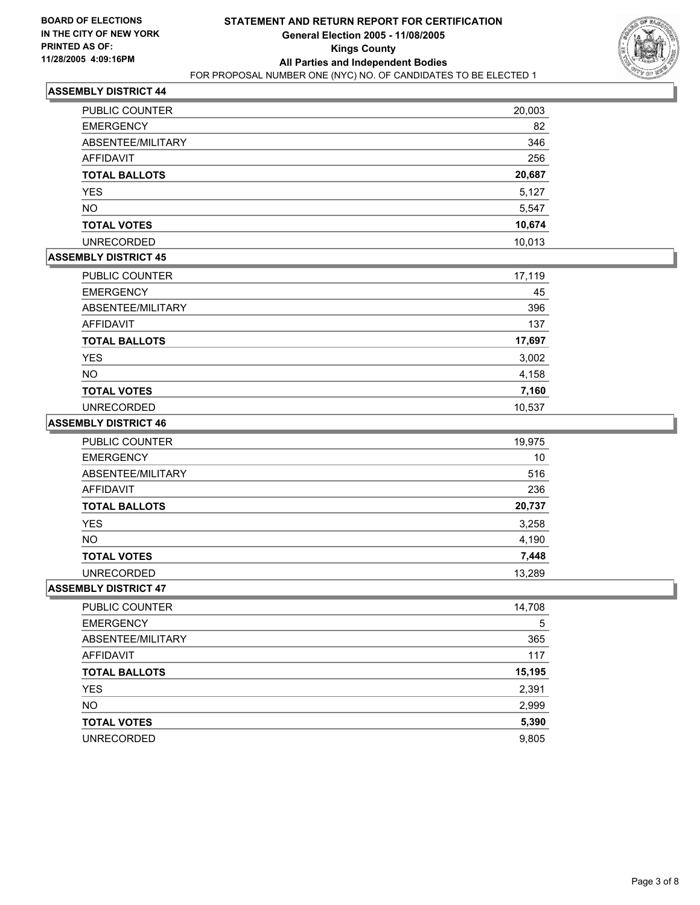**BOARD OF ELECTIONS IN THE CITY OF NEW YORK**
**PRINTED AS OF: 11/28/2005 4:09:16PM**

# STATEMENT AND RETURN REPORT FOR CERTIFICATION
## General Election 2005 - 11/08/2005
## Kings County
## All Parties and Independent Bodies
FOR PROPOSAL NUMBER ONE (NYC) NO. OF CANDIDATES TO BE ELECTED 1

### ASSEMBLY DISTRICT 44

| | |
|---|---|
| PUBLIC COUNTER | 20,003 |
| EMERGENCY | 82 |
| ABSENTEE/MILITARY | 346 |
| AFFIDAVIT | 256 |
| **TOTAL BALLOTS** | **20,687** |
| YES | 5,127 |
| NO | 5,547 |
| **TOTAL VOTES** | **10,674** |
| UNRECORDED | 10,013 |

### ASSEMBLY DISTRICT 45

| | |
|---|---|
| PUBLIC COUNTER | 17,119 |
| EMERGENCY | 45 |
| ABSENTEE/MILITARY | 396 |
| AFFIDAVIT | 137 |
| **TOTAL BALLOTS** | **17,697** |
| YES | 3,002 |
| NO | 4,158 |
| **TOTAL VOTES** | **7,160** |
| UNRECORDED | 10,537 |

### ASSEMBLY DISTRICT 46

| | |
|---|---|
| PUBLIC COUNTER | 19,975 |
| EMERGENCY | 10 |
| ABSENTEE/MILITARY | 516 |
| AFFIDAVIT | 236 |
| **TOTAL BALLOTS** | **20,737** |
| YES | 3,258 |
| NO | 4,190 |
| **TOTAL VOTES** | **7,448** |
| UNRECORDED | 13,289 |

### ASSEMBLY DISTRICT 47

| | |
|---|---|
| PUBLIC COUNTER | 14,708 |
| EMERGENCY | 5 |
| ABSENTEE/MILITARY | 365 |
| AFFIDAVIT | 117 |
| **TOTAL BALLOTS** | **15,195** |
| YES | 2,391 |
| NO | 2,999 |
| **TOTAL VOTES** | **5,390** |
| UNRECORDED | 9,805 |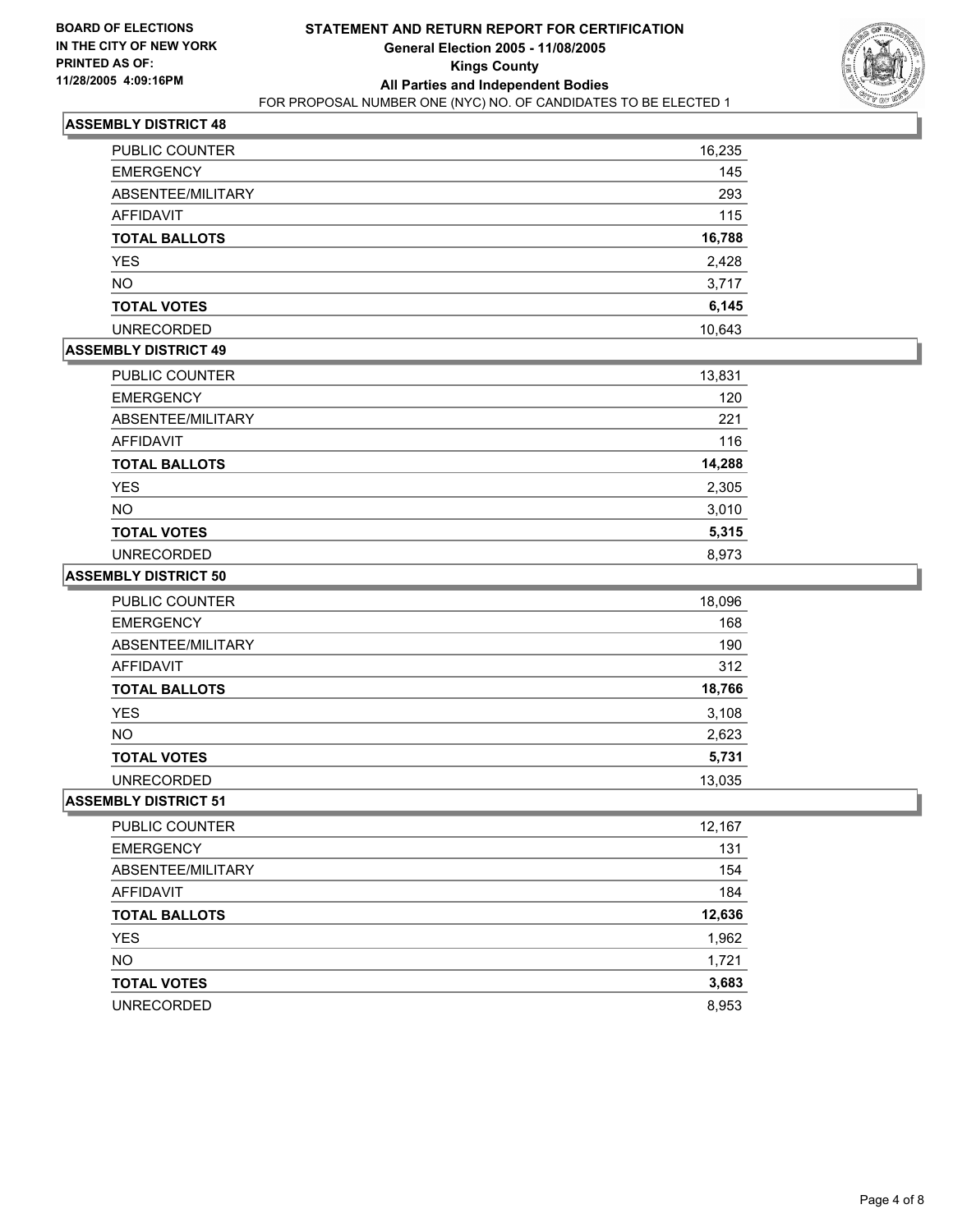**BOARD OF ELECTIONS IN THE CITY OF NEW YORK**
**PRINTED AS OF: 11/28/2005 4:09:16PM**

# STATEMENT AND RETURN REPORT FOR CERTIFICATION
## General Election 2005 - 11/08/2005
## Kings County
## All Parties and Independent Bodies

FOR PROPOSAL NUMBER ONE (NYC) NO. OF CANDIDATES TO BE ELECTED 1

### ASSEMBLY DISTRICT 48

| | |
|---|---|
| PUBLIC COUNTER | 16,235 |
| EMERGENCY | 145 |
| ABSENTEE/MILITARY | 293 |
| AFFIDAVIT | 115 |
| **TOTAL BALLOTS** | **16,788** |
| YES | 2,428 |
| NO | 3,717 |
| **TOTAL VOTES** | **6,145** |
| UNRECORDED | 10,643 |

### ASSEMBLY DISTRICT 49

| | |
|---|---|
| PUBLIC COUNTER | 13,831 |
| EMERGENCY | 120 |
| ABSENTEE/MILITARY | 221 |
| AFFIDAVIT | 116 |
| **TOTAL BALLOTS** | **14,288** |
| YES | 2,305 |
| NO | 3,010 |
| **TOTAL VOTES** | **5,315** |
| UNRECORDED | 8,973 |

### ASSEMBLY DISTRICT 50

| | |
|---|---|
| PUBLIC COUNTER | 18,096 |
| EMERGENCY | 168 |
| ABSENTEE/MILITARY | 190 |
| AFFIDAVIT | 312 |
| **TOTAL BALLOTS** | **18,766** |
| YES | 3,108 |
| NO | 2,623 |
| **TOTAL VOTES** | **5,731** |
| UNRECORDED | 13,035 |

### ASSEMBLY DISTRICT 51

| | |
|---|---|
| PUBLIC COUNTER | 12,167 |
| EMERGENCY | 131 |
| ABSENTEE/MILITARY | 154 |
| AFFIDAVIT | 184 |
| **TOTAL BALLOTS** | **12,636** |
| YES | 1,962 |
| NO | 1,721 |
| **TOTAL VOTES** | **3,683** |
| UNRECORDED | 8,953 |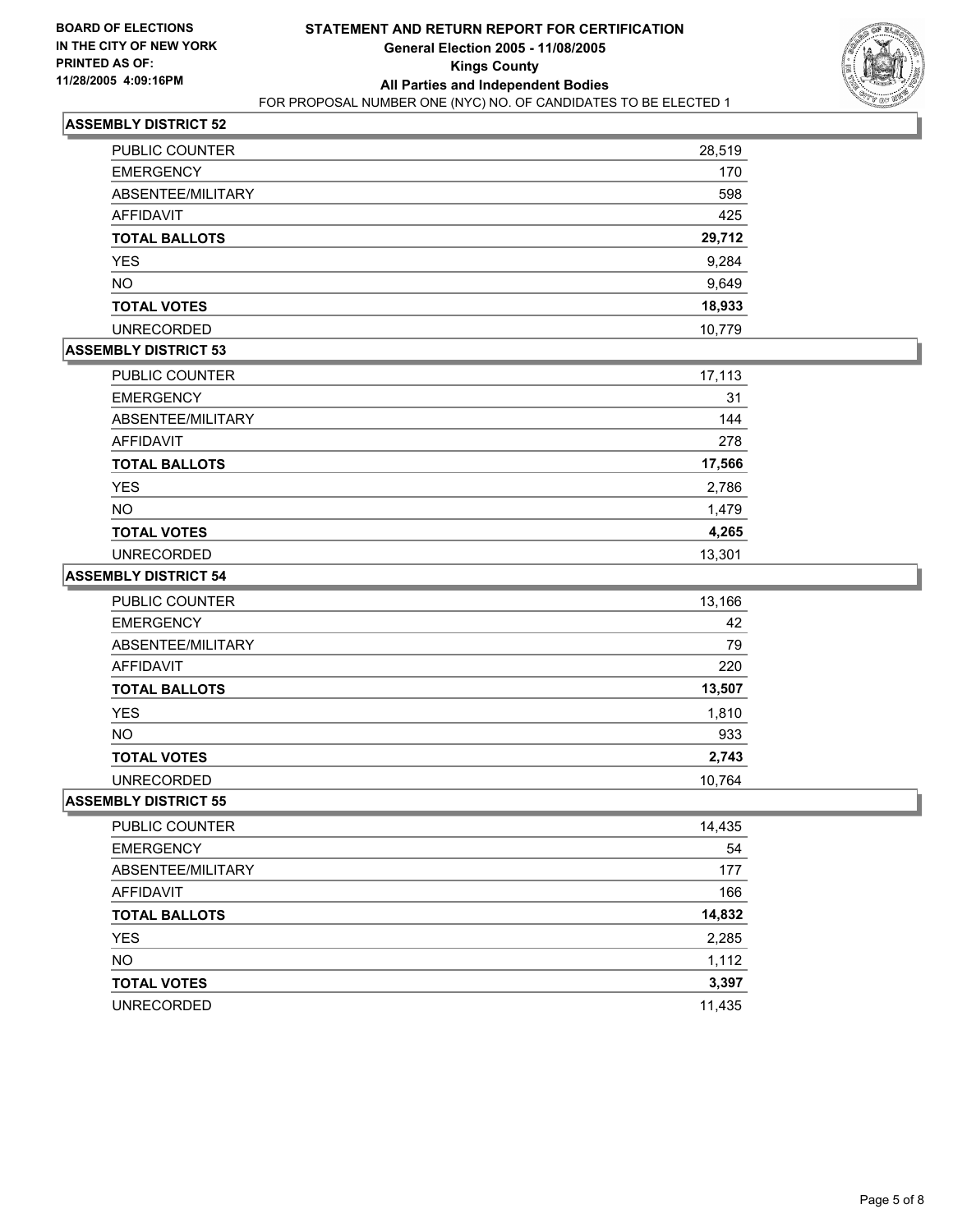**BOARD OF ELECTIONS IN THE CITY OF NEW YORK PRINTED AS OF: 11/28/2005 4:09:16PM**

# STATEMENT AND RETURN REPORT FOR CERTIFICATION
## General Election 2005 - 11/08/2005
## Kings County
## All Parties and Independent Bodies
FOR PROPOSAL NUMBER ONE (NYC) NO. OF CANDIDATES TO BE ELECTED 1

### ASSEMBLY DISTRICT 52

| | |
|---|---|
| PUBLIC COUNTER | 28,519 |
| EMERGENCY | 170 |
| ABSENTEE/MILITARY | 598 |
| AFFIDAVIT | 425 |
| **TOTAL BALLOTS** | **29,712** |
| YES | 9,284 |
| NO | 9,649 |
| **TOTAL VOTES** | **18,933** |
| UNRECORDED | 10,779 |

### ASSEMBLY DISTRICT 53

| | |
|---|---|
| PUBLIC COUNTER | 17,113 |
| EMERGENCY | 31 |
| ABSENTEE/MILITARY | 144 |
| AFFIDAVIT | 278 |
| **TOTAL BALLOTS** | **17,566** |
| YES | 2,786 |
| NO | 1,479 |
| **TOTAL VOTES** | **4,265** |
| UNRECORDED | 13,301 |

### ASSEMBLY DISTRICT 54

| | |
|---|---|
| PUBLIC COUNTER | 13,166 |
| EMERGENCY | 42 |
| ABSENTEE/MILITARY | 79 |
| AFFIDAVIT | 220 |
| **TOTAL BALLOTS** | **13,507** |
| YES | 1,810 |
| NO | 933 |
| **TOTAL VOTES** | **2,743** |
| UNRECORDED | 10,764 |

### ASSEMBLY DISTRICT 55

| | |
|---|---|
| PUBLIC COUNTER | 14,435 |
| EMERGENCY | 54 |
| ABSENTEE/MILITARY | 177 |
| AFFIDAVIT | 166 |
| **TOTAL BALLOTS** | **14,832** |
| YES | 2,285 |
| NO | 1,112 |
| **TOTAL VOTES** | **3,397** |
| UNRECORDED | 11,435 |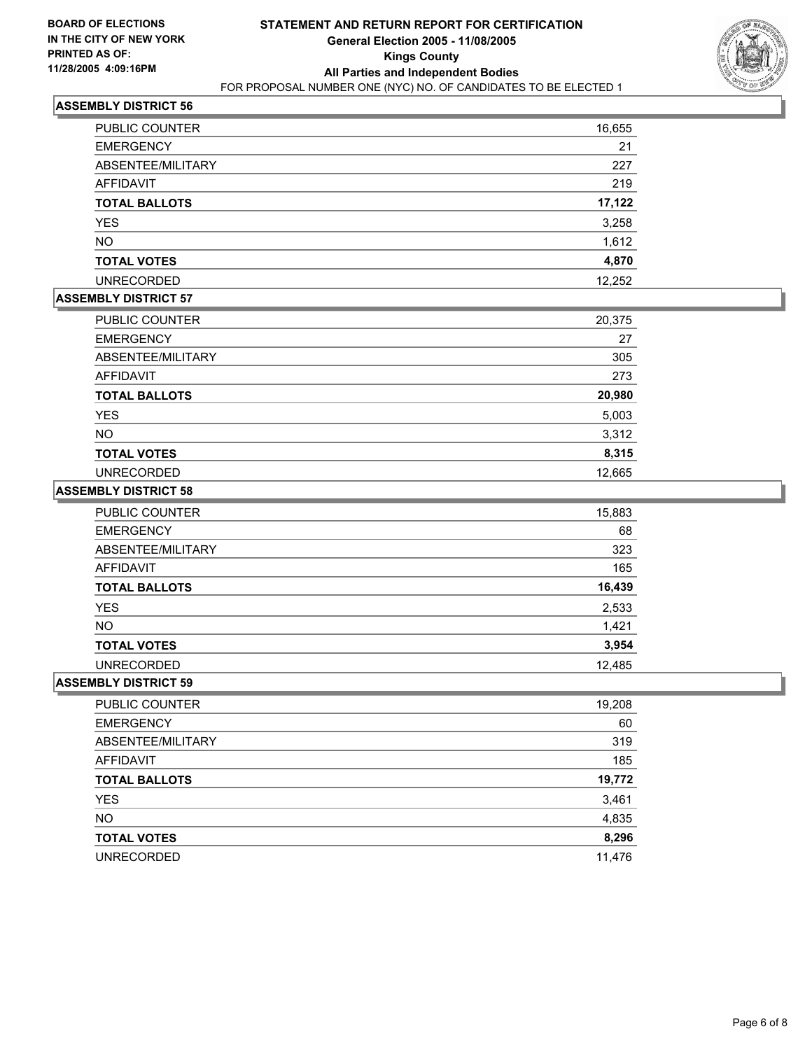**BOARD OF ELECTIONS IN THE CITY OF NEW YORK**
**PRINTED AS OF: 11/28/2005 4:09:16PM**

# STATEMENT AND RETURN REPORT FOR CERTIFICATION
## General Election 2005 - 11/08/2005
## Kings County
## All Parties and Independent Bodies

FOR PROPOSAL NUMBER ONE (NYC) NO. OF CANDIDATES TO BE ELECTED 1

### ASSEMBLY DISTRICT 56

| | |
|---|---:|
| PUBLIC COUNTER | 16,655 |
| EMERGENCY | 21 |
| ABSENTEE/MILITARY | 227 |
| AFFIDAVIT | 219 |
| **TOTAL BALLOTS** | **17,122** |
| YES | 3,258 |
| NO | 1,612 |
| **TOTAL VOTES** | **4,870** |
| UNRECORDED | 12,252 |

### ASSEMBLY DISTRICT 57

| | |
|---|---:|
| PUBLIC COUNTER | 20,375 |
| EMERGENCY | 27 |
| ABSENTEE/MILITARY | 305 |
| AFFIDAVIT | 273 |
| **TOTAL BALLOTS** | **20,980** |
| YES | 5,003 |
| NO | 3,312 |
| **TOTAL VOTES** | **8,315** |
| UNRECORDED | 12,665 |

### ASSEMBLY DISTRICT 58

| | |
|---|---:|
| PUBLIC COUNTER | 15,883 |
| EMERGENCY | 68 |
| ABSENTEE/MILITARY | 323 |
| AFFIDAVIT | 165 |
| **TOTAL BALLOTS** | **16,439** |
| YES | 2,533 |
| NO | 1,421 |
| **TOTAL VOTES** | **3,954** |
| UNRECORDED | 12,485 |

### ASSEMBLY DISTRICT 59

| | |
|---|---:|
| PUBLIC COUNTER | 19,208 |
| EMERGENCY | 60 |
| ABSENTEE/MILITARY | 319 |
| AFFIDAVIT | 185 |
| **TOTAL BALLOTS** | **19,772** |
| YES | 3,461 |
| NO | 4,835 |
| **TOTAL VOTES** | **8,296** |
| UNRECORDED | 11,476 |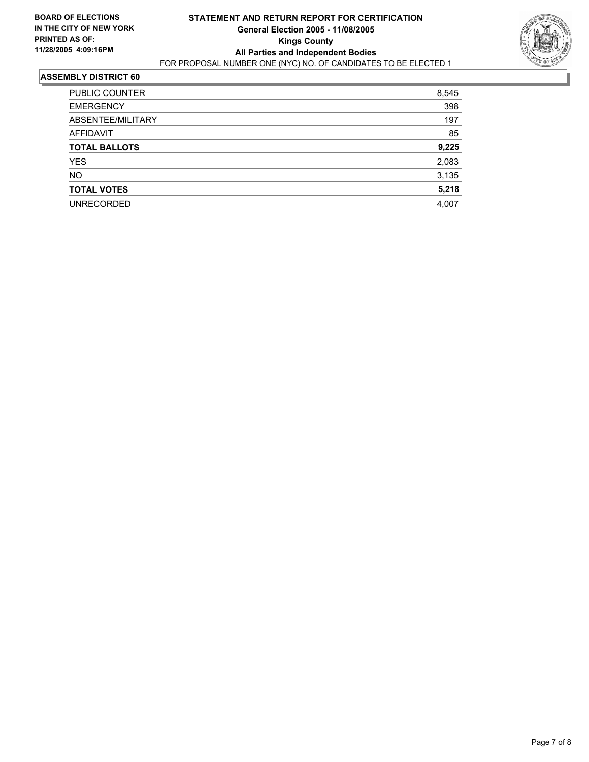**BOARD OF ELECTIONS IN THE CITY OF NEW YORK**
**PRINTED AS OF: 11/28/2005 4:09:16PM**

# STATEMENT AND RETURN REPORT FOR CERTIFICATION

**General Election 2005 - 11/08/2005**
**Kings County**
**All Parties and Independent Bodies**

FOR PROPOSAL NUMBER ONE (NYC) NO. OF CANDIDATES TO BE ELECTED 1

## ASSEMBLY DISTRICT 60

| | |
|---|---|
| PUBLIC COUNTER | 8,545 |
| EMERGENCY | 398 |
| ABSENTEE/MILITARY | 197 |
| AFFIDAVIT | 85 |
| **TOTAL BALLOTS** | **9,225** |
| YES | 2,083 |
| NO | 3,135 |
| **TOTAL VOTES** | **5,218** |
| UNRECORDED | 4,007 |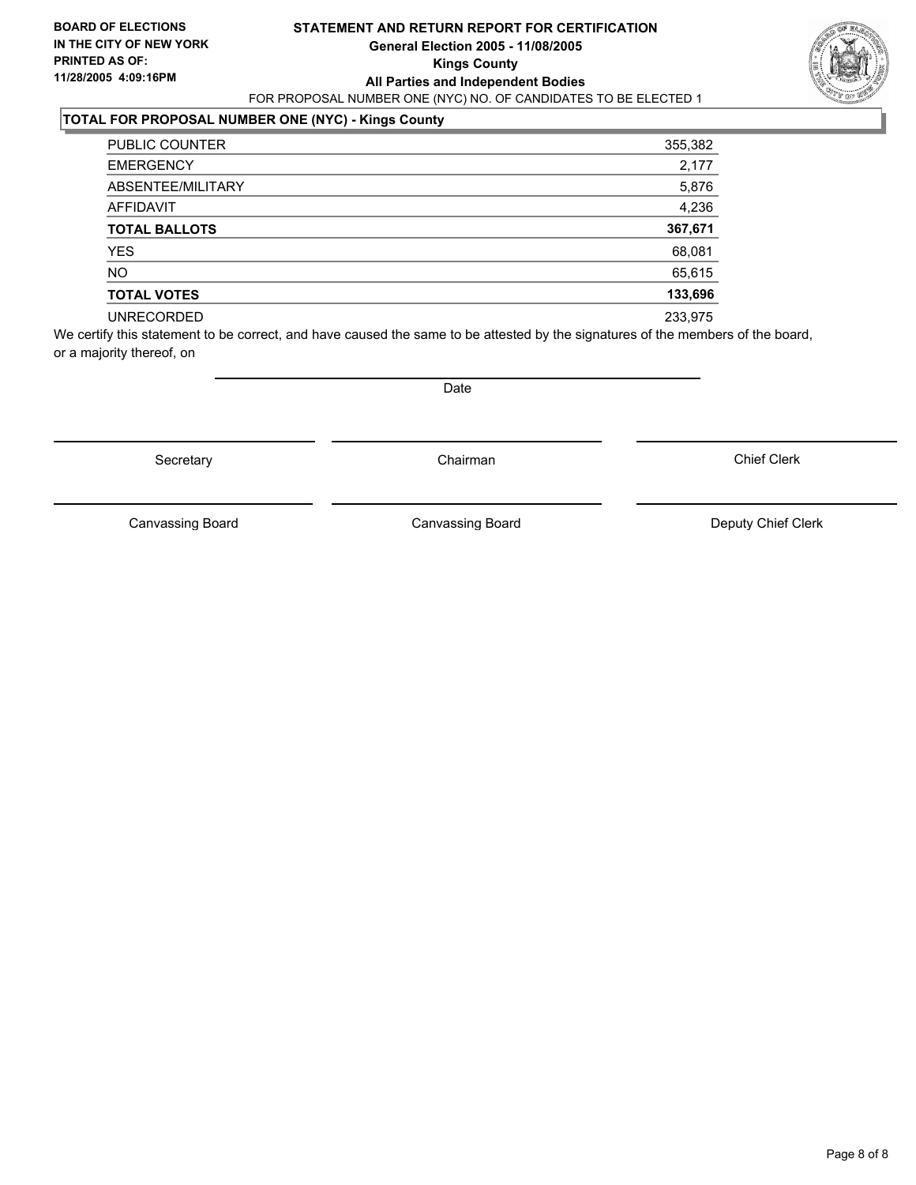**BOARD OF ELECTIONS IN THE CITY OF NEW YORK PRINTED AS OF: 11/28/2005 4:09:16PM**

# STATEMENT AND RETURN REPORT FOR CERTIFICATION

**General Election 2005 - 11/08/2005**

**Kings County**

**All Parties and Independent Bodies**

FOR PROPOSAL NUMBER ONE (NYC) NO. OF CANDIDATES TO BE ELECTED 1

## TOTAL FOR PROPOSAL NUMBER ONE (NYC) - Kings County

| | |
|---|---|
| PUBLIC COUNTER | 355,382 |
| EMERGENCY | 2,177 |
| ABSENTEE/MILITARY | 5,876 |
| AFFIDAVIT | 4,236 |
| **TOTAL BALLOTS** | **367,671** |
| YES | 68,081 |
| NO | 65,615 |
| **TOTAL VOTES** | **133,696** |
| UNRECORDED | 233,975 |

We certify this statement to be correct, and have caused the same to be attested by the signatures of the members of the board, or a majority thereof, on

Date

Secretary

Chairman

Chief Clerk

Canvassing Board

Canvassing Board

Deputy Chief Clerk